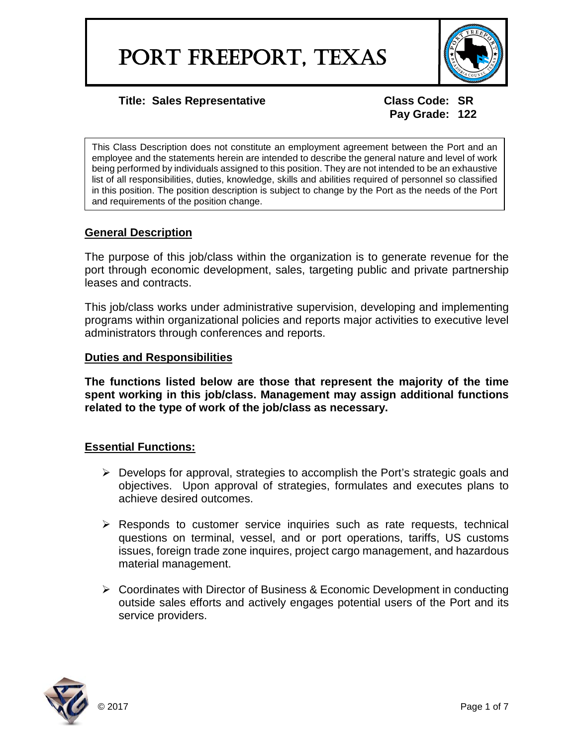# PORT FREEPORT, TEXAS

**Title: Sales Representative** **Class Code: SR**
**Pay Grade: 122**

This Class Description does not constitute an employment agreement between the Port and an employee and the statements herein are intended to describe the general nature and level of work being performed by individuals assigned to this position. They are not intended to be an exhaustive list of all responsibilities, duties, knowledge, skills and abilities required of personnel so classified in this position. The position description is subject to change by the Port as the needs of the Port and requirements of the position change.

## General Description

The purpose of this job/class within the organization is to generate revenue for the port through economic development, sales, targeting public and private partnership leases and contracts.

This job/class works under administrative supervision, developing and implementing programs within organizational policies and reports major activities to executive level administrators through conferences and reports.

## Duties and Responsibilities

**The functions listed below are those that represent the majority of the time spent working in this job/class. Management may assign additional functions related to the type of work of the job/class as necessary.**

## Essential Functions:

- Develops for approval, strategies to accomplish the Port's strategic goals and objectives. Upon approval of strategies, formulates and executes plans to achieve desired outcomes.
- Responds to customer service inquiries such as rate requests, technical questions on terminal, vessel, and or port operations, tariffs, US customs issues, foreign trade zone inquires, project cargo management, and hazardous material management.
- Coordinates with Director of Business & Economic Development in conducting outside sales efforts and actively engages potential users of the Port and its service providers.

© 2017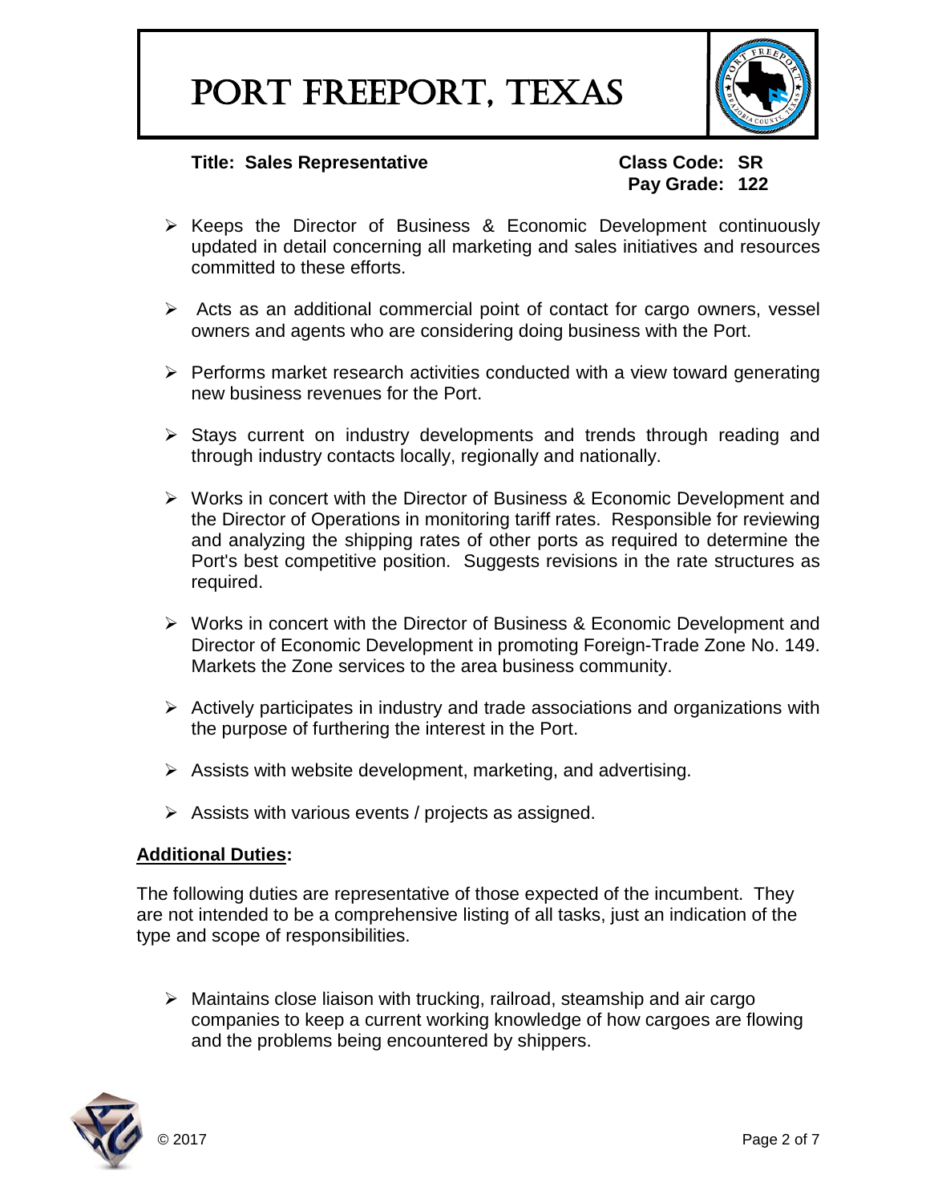**Title: Sales Representative** **Class Code: SR**
**Pay Grade: 122**

- Keeps the Director of Business & Economic Development continuously updated in detail concerning all marketing and sales initiatives and resources committed to these efforts.
- Acts as an additional commercial point of contact for cargo owners, vessel owners and agents who are considering doing business with the Port.
- Performs market research activities conducted with a view toward generating new business revenues for the Port.
- Stays current on industry developments and trends through reading and through industry contacts locally, regionally and nationally.
- Works in concert with the Director of Business & Economic Development and the Director of Operations in monitoring tariff rates. Responsible for reviewing and analyzing the shipping rates of other ports as required to determine the Port's best competitive position. Suggests revisions in the rate structures as required.
- Works in concert with the Director of Business & Economic Development and Director of Economic Development in promoting Foreign-Trade Zone No. 149. Markets the Zone services to the area business community.
- Actively participates in industry and trade associations and organizations with the purpose of furthering the interest in the Port.
- Assists with website development, marketing, and advertising.
- Assists with various events / projects as assigned.

**Additional Duties:**

The following duties are representative of those expected of the incumbent. They are not intended to be a comprehensive listing of all tasks, just an indication of the type and scope of responsibilities.

- Maintains close liaison with trucking, railroad, steamship and air cargo companies to keep a current working knowledge of how cargoes are flowing and the problems being encountered by shippers.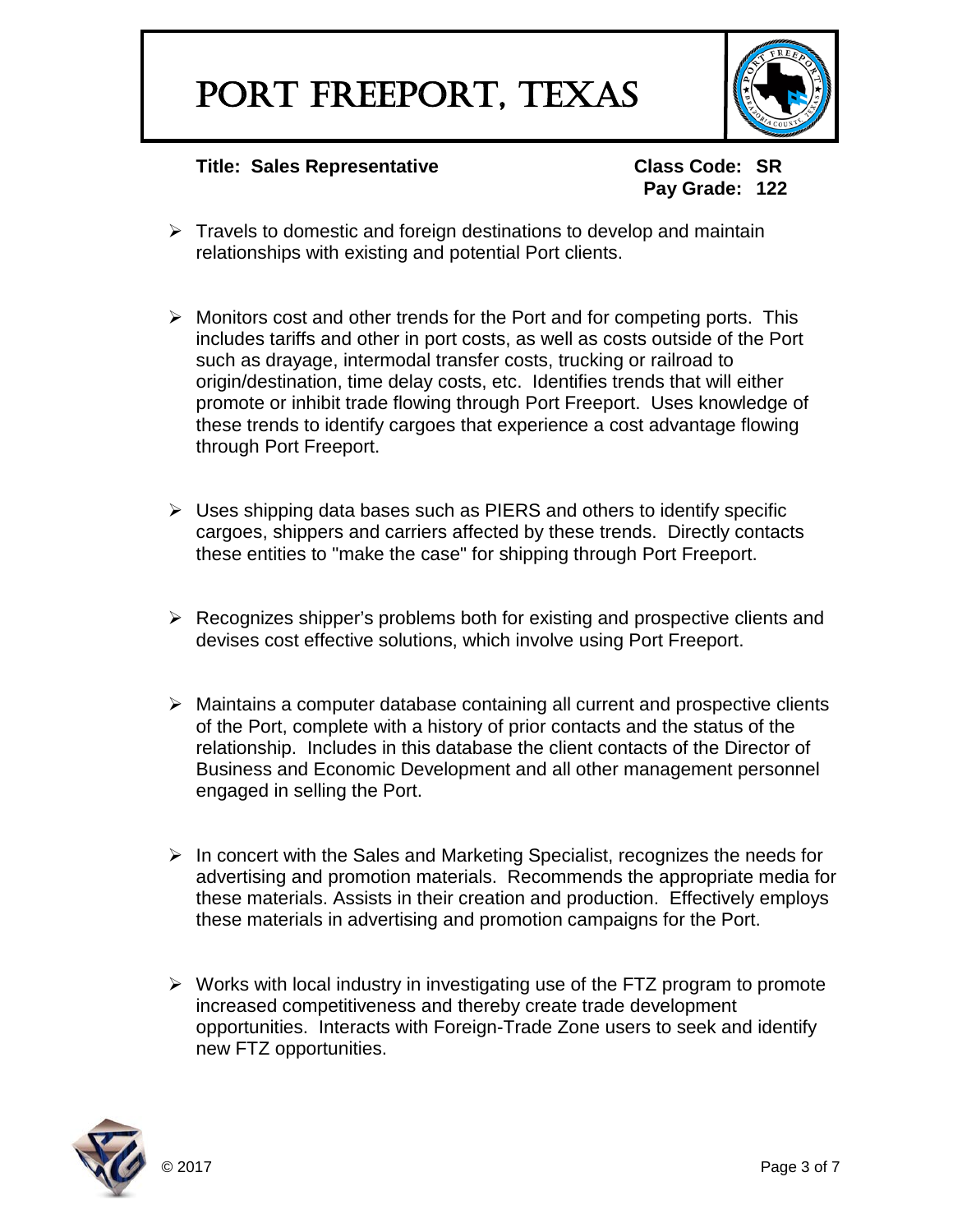# PORT FREEPORT, TEXAS

**Title: Sales Representative** **Class Code: SR**
**Pay Grade: 122**

- Travels to domestic and foreign destinations to develop and maintain relationships with existing and potential Port clients.

- Monitors cost and other trends for the Port and for competing ports. This includes tariffs and other in port costs, as well as costs outside of the Port such as drayage, intermodal transfer costs, trucking or railroad to origin/destination, time delay costs, etc. Identifies trends that will either promote or inhibit trade flowing through Port Freeport. Uses knowledge of these trends to identify cargoes that experience a cost advantage flowing through Port Freeport.

- Uses shipping data bases such as PIERS and others to identify specific cargoes, shippers and carriers affected by these trends. Directly contacts these entities to "make the case" for shipping through Port Freeport.

- Recognizes shipper's problems both for existing and prospective clients and devises cost effective solutions, which involve using Port Freeport.

- Maintains a computer database containing all current and prospective clients of the Port, complete with a history of prior contacts and the status of the relationship. Includes in this database the client contacts of the Director of Business and Economic Development and all other management personnel engaged in selling the Port.

- In concert with the Sales and Marketing Specialist, recognizes the needs for advertising and promotion materials. Recommends the appropriate media for these materials. Assists in their creation and production. Effectively employs these materials in advertising and promotion campaigns for the Port.

- Works with local industry in investigating use of the FTZ program to promote increased competitiveness and thereby create trade development opportunities. Interacts with Foreign-Trade Zone users to seek and identify new FTZ opportunities.

© 2017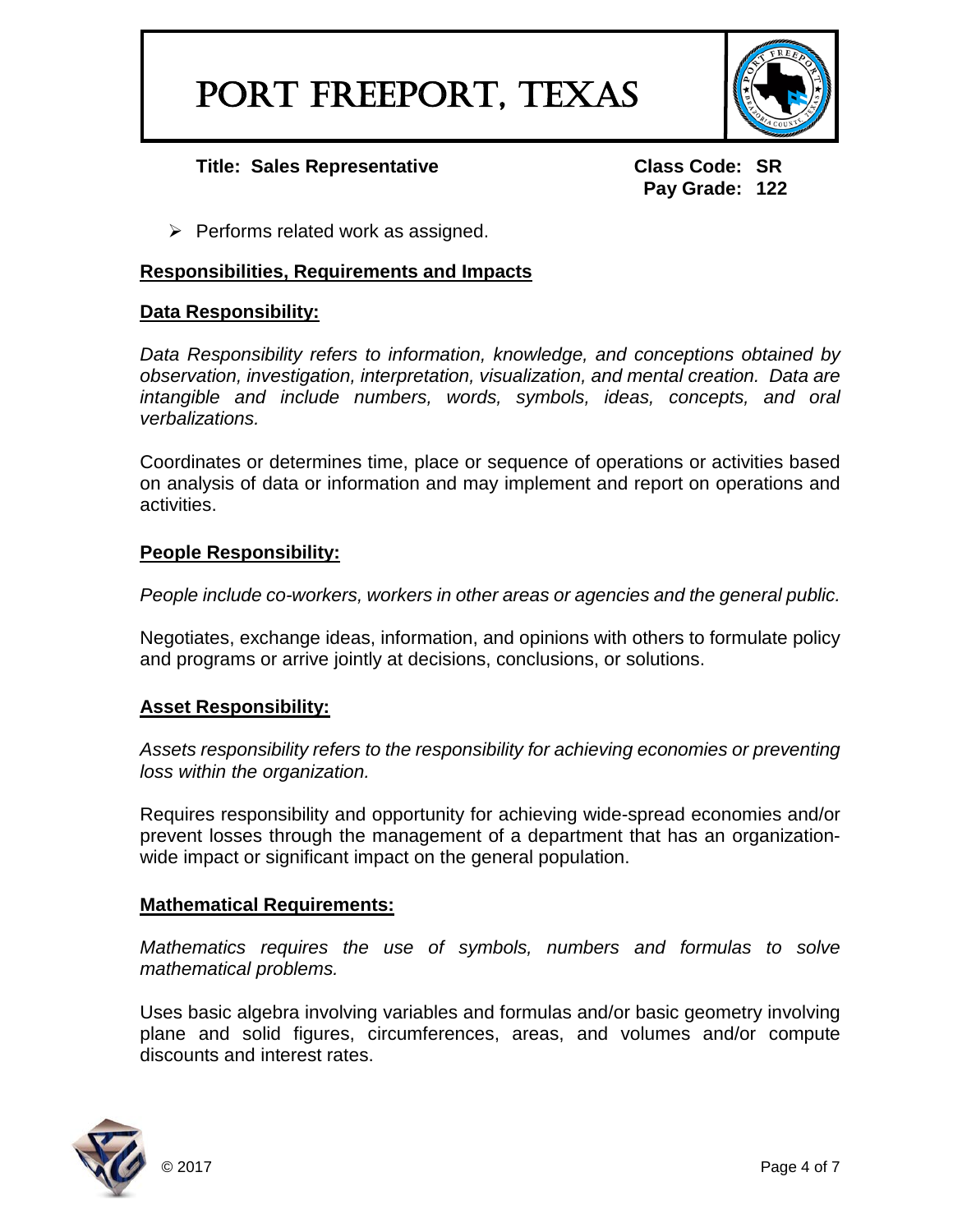- Performs related work as assigned.

## Responsibilities, Requirements and Impacts

### Data Responsibility:

*Data Responsibility refers to information, knowledge, and conceptions obtained by observation, investigation, interpretation, visualization, and mental creation. Data are intangible and include numbers, words, symbols, ideas, concepts, and oral verbalizations.*

Coordinates or determines time, place or sequence of operations or activities based on analysis of data or information and may implement and report on operations and activities.

### People Responsibility:

*People include co-workers, workers in other areas or agencies and the general public.*

Negotiates, exchange ideas, information, and opinions with others to formulate policy and programs or arrive jointly at decisions, conclusions, or solutions.

### Asset Responsibility:

*Assets responsibility refers to the responsibility for achieving economies or preventing loss within the organization.*

Requires responsibility and opportunity for achieving wide-spread economies and/or prevent losses through the management of a department that has an organization-wide impact or significant impact on the general population.

### Mathematical Requirements:

*Mathematics requires the use of symbols, numbers and formulas to solve mathematical problems.*

Uses basic algebra involving variables and formulas and/or basic geometry involving plane and solid figures, circumferences, areas, and volumes and/or compute discounts and interest rates.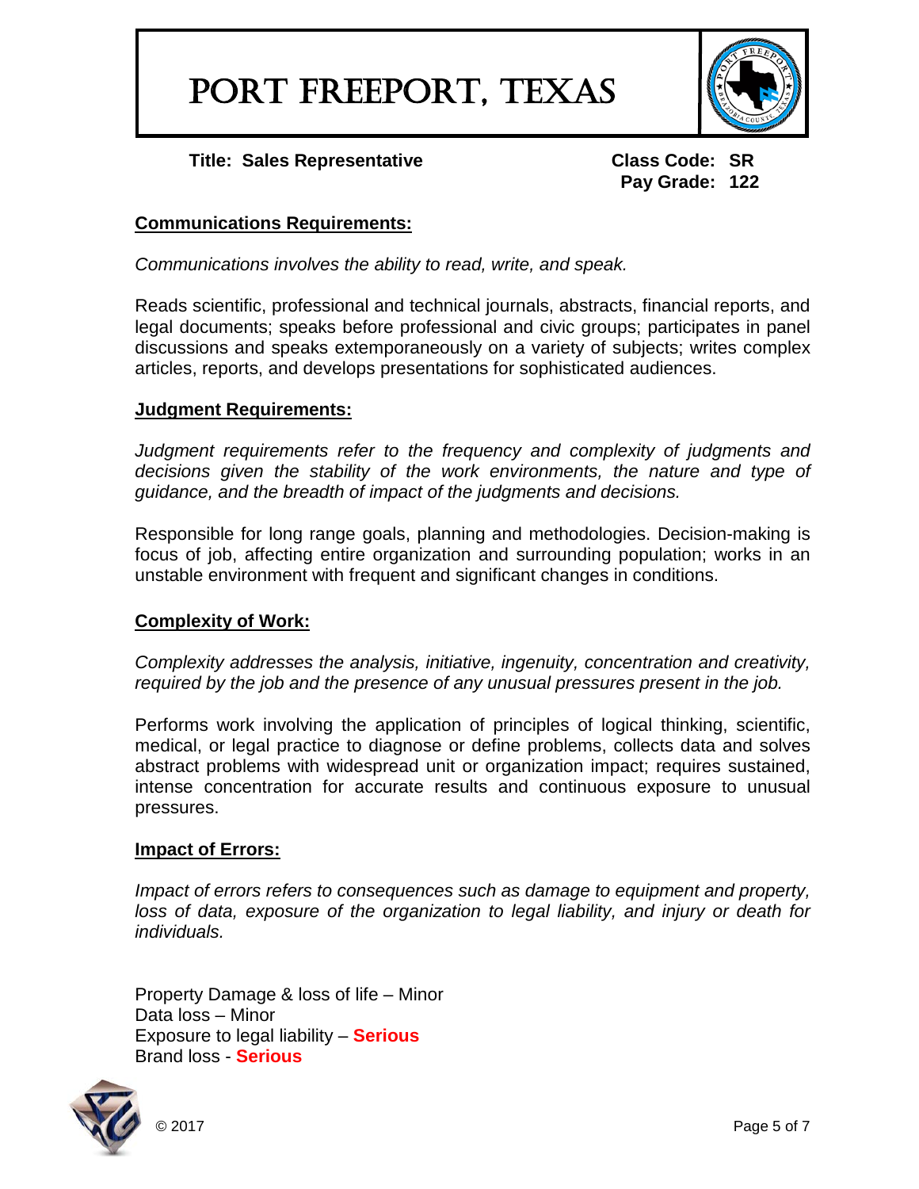# PORT FREEPORT, TEXAS

**Title: Sales Representative**

**Class Code: SR**
**Pay Grade: 122**

## Communications Requirements:

*Communications involves the ability to read, write, and speak.*

Reads scientific, professional and technical journals, abstracts, financial reports, and legal documents; speaks before professional and civic groups; participates in panel discussions and speaks extemporaneously on a variety of subjects; writes complex articles, reports, and develops presentations for sophisticated audiences.

## Judgment Requirements:

*Judgment requirements refer to the frequency and complexity of judgments and decisions given the stability of the work environments, the nature and type of guidance, and the breadth of impact of the judgments and decisions.*

Responsible for long range goals, planning and methodologies. Decision-making is focus of job, affecting entire organization and surrounding population; works in an unstable environment with frequent and significant changes in conditions.

## Complexity of Work:

*Complexity addresses the analysis, initiative, ingenuity, concentration and creativity, required by the job and the presence of any unusual pressures present in the job.*

Performs work involving the application of principles of logical thinking, scientific, medical, or legal practice to diagnose or define problems, collects data and solves abstract problems with widespread unit or organization impact; requires sustained, intense concentration for accurate results and continuous exposure to unusual pressures.

## Impact of Errors:

*Impact of errors refers to consequences such as damage to equipment and property, loss of data, exposure of the organization to legal liability, and injury or death for individuals.*

Property Damage & loss of life – Minor
Data loss – Minor
Exposure to legal liability – **Serious**
Brand loss - **Serious**

© 2017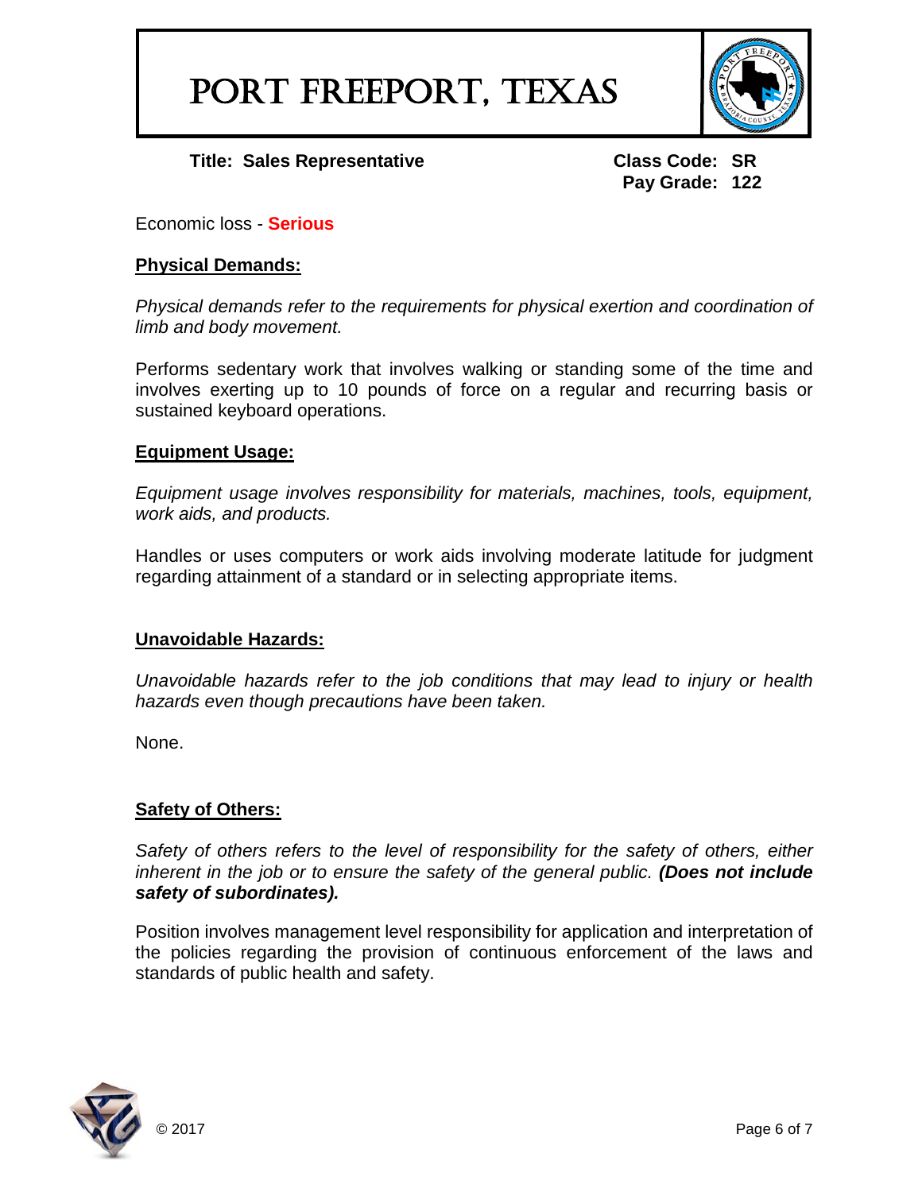Economic loss - **Serious**

## Physical Demands:

*Physical demands refer to the requirements for physical exertion and coordination of limb and body movement.*

Performs sedentary work that involves walking or standing some of the time and involves exerting up to 10 pounds of force on a regular and recurring basis or sustained keyboard operations.

## Equipment Usage:

*Equipment usage involves responsibility for materials, machines, tools, equipment, work aids, and products.*

Handles or uses computers or work aids involving moderate latitude for judgment regarding attainment of a standard or in selecting appropriate items.

## Unavoidable Hazards:

*Unavoidable hazards refer to the job conditions that may lead to injury or health hazards even though precautions have been taken.*

None.

## Safety of Others:

*Safety of others refers to the level of responsibility for the safety of others, either inherent in the job or to ensure the safety of the general public.* ***(Does not include safety of subordinates).***

Position involves management level responsibility for application and interpretation of the policies regarding the provision of continuous enforcement of the laws and standards of public health and safety.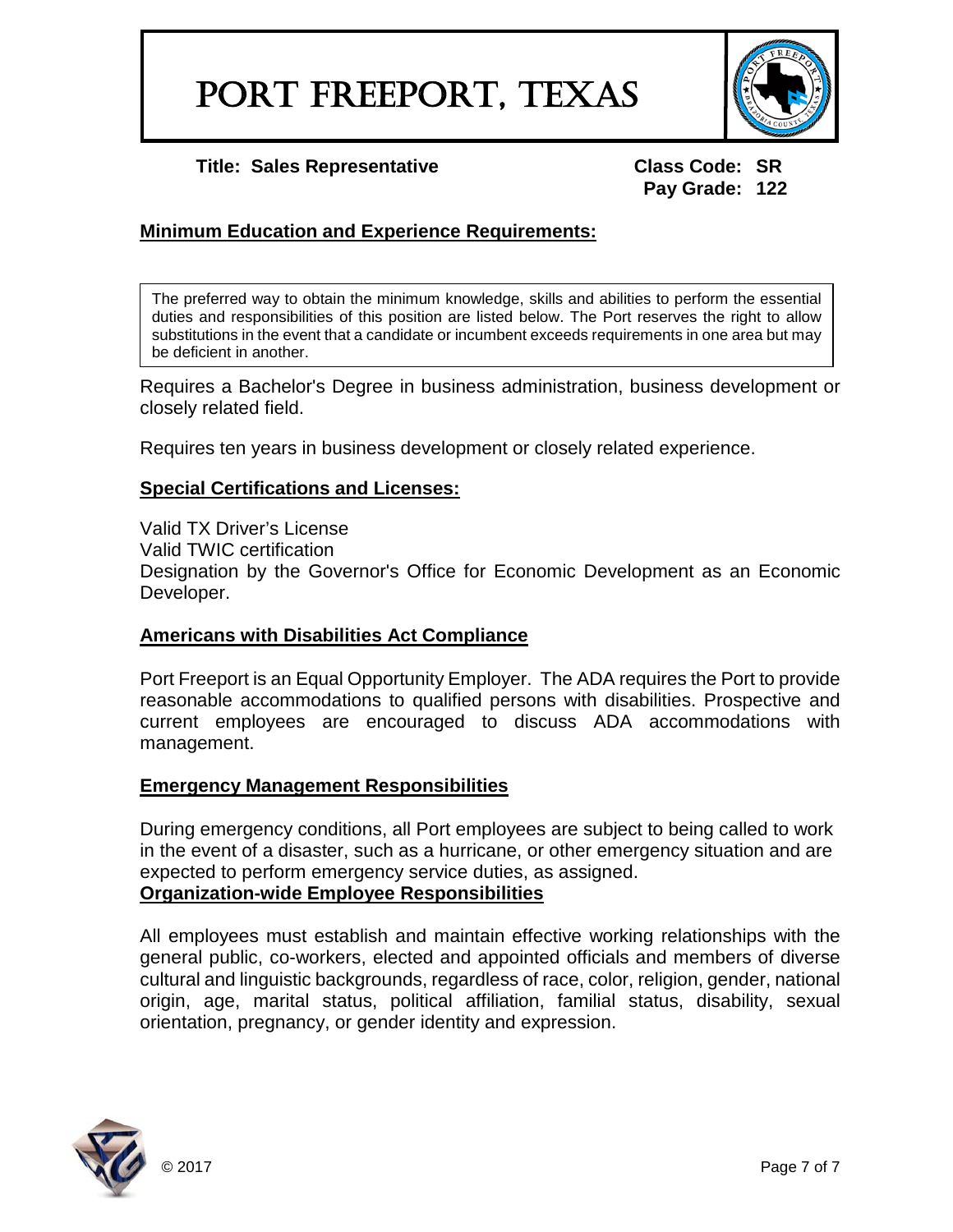# PORT FREEPORT, TEXAS

**Title: Sales Representative** **Class Code: SR**
**Pay Grade: 122**

## Minimum Education and Experience Requirements:

The preferred way to obtain the minimum knowledge, skills and abilities to perform the essential duties and responsibilities of this position are listed below. The Port reserves the right to allow substitutions in the event that a candidate or incumbent exceeds requirements in one area but may be deficient in another.

Requires a Bachelor's Degree in business administration, business development or closely related field.

Requires ten years in business development or closely related experience.

## Special Certifications and Licenses:

Valid TX Driver's License
Valid TWIC certification
Designation by the Governor's Office for Economic Development as an Economic Developer.

## Americans with Disabilities Act Compliance

Port Freeport is an Equal Opportunity Employer. The ADA requires the Port to provide reasonable accommodations to qualified persons with disabilities. Prospective and current employees are encouraged to discuss ADA accommodations with management.

## Emergency Management Responsibilities

During emergency conditions, all Port employees are subject to being called to work in the event of a disaster, such as a hurricane, or other emergency situation and are expected to perform emergency service duties, as assigned.

## Organization-wide Employee Responsibilities

All employees must establish and maintain effective working relationships with the general public, co-workers, elected and appointed officials and members of diverse cultural and linguistic backgrounds, regardless of race, color, religion, gender, national origin, age, marital status, political affiliation, familial status, disability, sexual orientation, pregnancy, or gender identity and expression.

© 2017